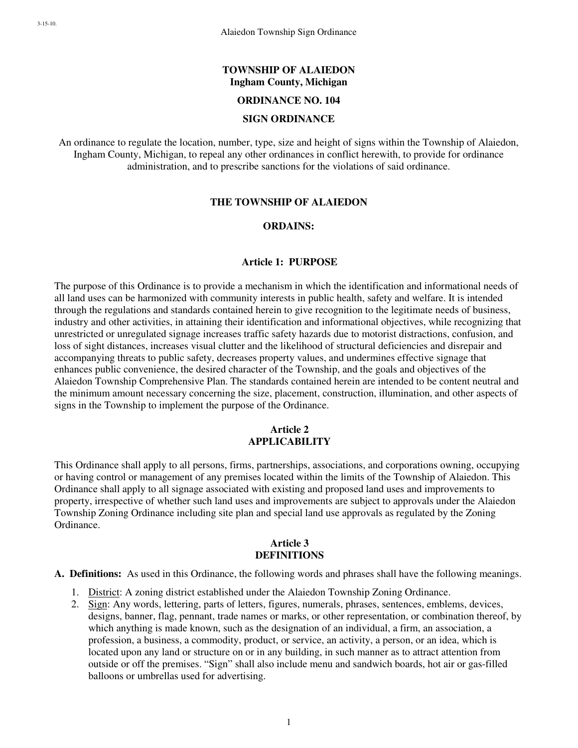# TOWNSHIP OF ALAIEDON
## Ingham County, Michigan

## ORDINANCE NO. 104

## SIGN ORDINANCE

An ordinance to regulate the location, number, type, size and height of signs within the Township of Alaiedon, Ingham County, Michigan, to repeal any other ordinances in conflict herewith, to provide for ordinance administration, and to prescribe sanctions for the violations of said ordinance.

**THE TOWNSHIP OF ALAIEDON**

**ORDAINS:**

## Article 1: PURPOSE

The purpose of this Ordinance is to provide a mechanism in which the identification and informational needs of all land uses can be harmonized with community interests in public health, safety and welfare. It is intended through the regulations and standards contained herein to give recognition to the legitimate needs of business, industry and other activities, in attaining their identification and informational objectives, while recognizing that unrestricted or unregulated signage increases traffic safety hazards due to motorist distractions, confusion, and loss of sight distances, increases visual clutter and the likelihood of structural deficiencies and disrepair and accompanying threats to public safety, decreases property values, and undermines effective signage that enhances public convenience, the desired character of the Township, and the goals and objectives of the Alaiedon Township Comprehensive Plan. The standards contained herein are intended to be content neutral and the minimum amount necessary concerning the size, placement, construction, illumination, and other aspects of signs in the Township to implement the purpose of the Ordinance.

## Article 2
## APPLICABILITY

This Ordinance shall apply to all persons, firms, partnerships, associations, and corporations owning, occupying or having control or management of any premises located within the limits of the Township of Alaiedon. This Ordinance shall apply to all signage associated with existing and proposed land uses and improvements to property, irrespective of whether such land uses and improvements are subject to approvals under the Alaiedon Township Zoning Ordinance including site plan and special land use approvals as regulated by the Zoning Ordinance.

## Article 3
## DEFINITIONS

**A. Definitions:** As used in this Ordinance, the following words and phrases shall have the following meanings.

1. District: A zoning district established under the Alaiedon Township Zoning Ordinance.
2. Sign: Any words, lettering, parts of letters, figures, numerals, phrases, sentences, emblems, devices, designs, banner, flag, pennant, trade names or marks, or other representation, or combination thereof, by which anything is made known, such as the designation of an individual, a firm, an association, a profession, a business, a commodity, product, or service, an activity, a person, or an idea, which is located upon any land or structure on or in any building, in such manner as to attract attention from outside or off the premises. "Sign" shall also include menu and sandwich boards, hot air or gas-filled balloons or umbrellas used for advertising.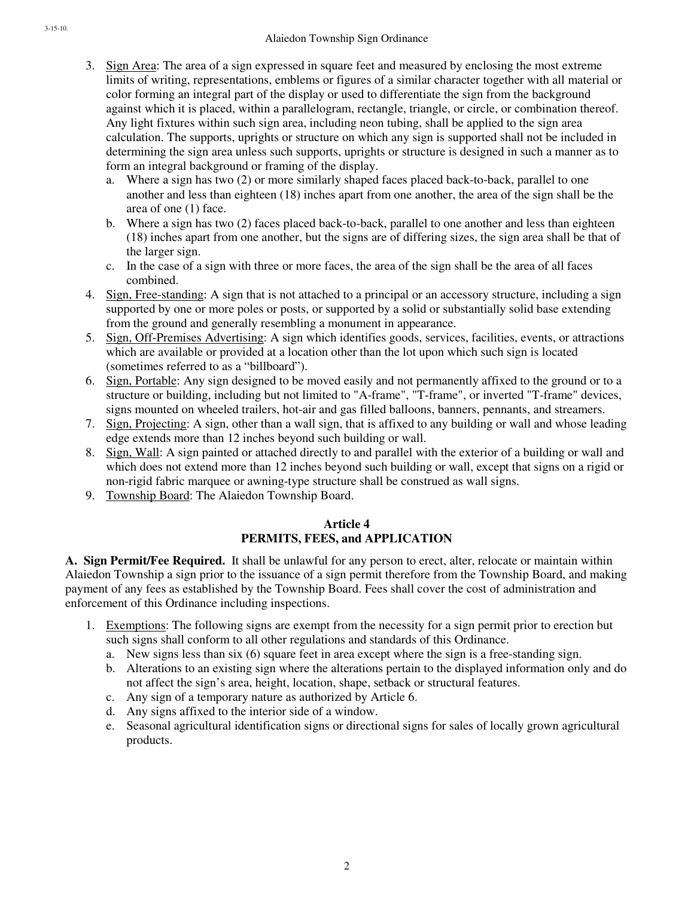3. Sign Area: The area of a sign expressed in square feet and measured by enclosing the most extreme limits of writing, representations, emblems or figures of a similar character together with all material or color forming an integral part of the display or used to differentiate the sign from the background against which it is placed, within a parallelogram, rectangle, triangle, or circle, or combination thereof. Any light fixtures within such sign area, including neon tubing, shall be applied to the sign area calculation. The supports, uprights or structure on which any sign is supported shall not be included in determining the sign area unless such supports, uprights or structure is designed in such a manner as to form an integral background or framing of the display.
   a. Where a sign has two (2) or more similarly shaped faces placed back-to-back, parallel to one another and less than eighteen (18) inches apart from one another, the area of the sign shall be the area of one (1) face.
   b. Where a sign has two (2) faces placed back-to-back, parallel to one another and less than eighteen (18) inches apart from one another, but the signs are of differing sizes, the sign area shall be that of the larger sign.
   c. In the case of a sign with three or more faces, the area of the sign shall be the area of all faces combined.
4. Sign, Free-standing: A sign that is not attached to a principal or an accessory structure, including a sign supported by one or more poles or posts, or supported by a solid or substantially solid base extending from the ground and generally resembling a monument in appearance.
5. Sign, Off-Premises Advertising: A sign which identifies goods, services, facilities, events, or attractions which are available or provided at a location other than the lot upon which such sign is located (sometimes referred to as a "billboard").
6. Sign, Portable: Any sign designed to be moved easily and not permanently affixed to the ground or to a structure or building, including but not limited to "A-frame", "T-frame", or inverted "T-frame" devices, signs mounted on wheeled trailers, hot-air and gas filled balloons, banners, pennants, and streamers.
7. Sign, Projecting: A sign, other than a wall sign, that is affixed to any building or wall and whose leading edge extends more than 12 inches beyond such building or wall.
8. Sign, Wall: A sign painted or attached directly to and parallel with the exterior of a building or wall and which does not extend more than 12 inches beyond such building or wall, except that signs on a rigid or non-rigid fabric marquee or awning-type structure shall be construed as wall signs.
9. Township Board: The Alaiedon Township Board.

## Article 4
## PERMITS, FEES, and APPLICATION

**A. Sign Permit/Fee Required.** It shall be unlawful for any person to erect, alter, relocate or maintain within Alaiedon Township a sign prior to the issuance of a sign permit therefore from the Township Board, and making payment of any fees as established by the Township Board. Fees shall cover the cost of administration and enforcement of this Ordinance including inspections.

1. Exemptions: The following signs are exempt from the necessity for a sign permit prior to erection but such signs shall conform to all other regulations and standards of this Ordinance.
   a. New signs less than six (6) square feet in area except where the sign is a free-standing sign.
   b. Alterations to an existing sign where the alterations pertain to the displayed information only and do not affect the sign's area, height, location, shape, setback or structural features.
   c. Any sign of a temporary nature as authorized by Article 6.
   d. Any signs affixed to the interior side of a window.
   e. Seasonal agricultural identification signs or directional signs for sales of locally grown agricultural products.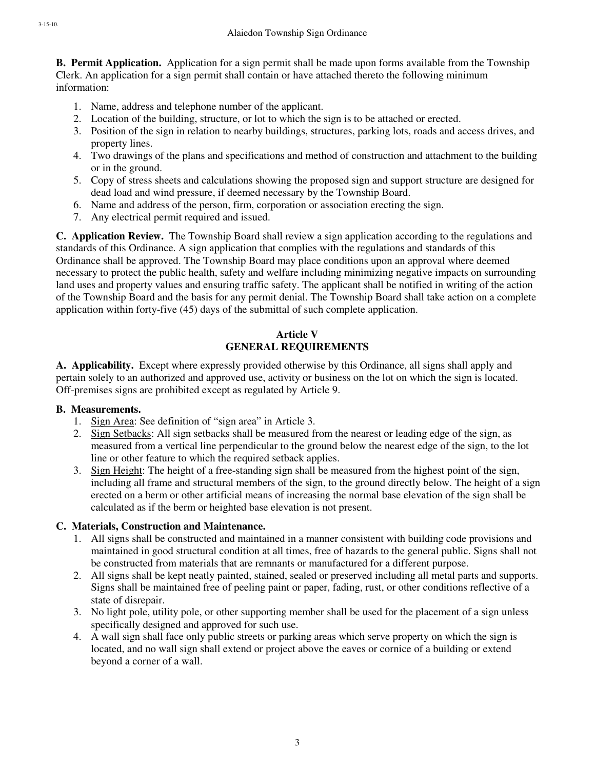**B. Permit Application.** Application for a sign permit shall be made upon forms available from the Township Clerk. An application for a sign permit shall contain or have attached thereto the following minimum information:

1. Name, address and telephone number of the applicant.
2. Location of the building, structure, or lot to which the sign is to be attached or erected.
3. Position of the sign in relation to nearby buildings, structures, parking lots, roads and access drives, and property lines.
4. Two drawings of the plans and specifications and method of construction and attachment to the building or in the ground.
5. Copy of stress sheets and calculations showing the proposed sign and support structure are designed for dead load and wind pressure, if deemed necessary by the Township Board.
6. Name and address of the person, firm, corporation or association erecting the sign.
7. Any electrical permit required and issued.

**C. Application Review.** The Township Board shall review a sign application according to the regulations and standards of this Ordinance. A sign application that complies with the regulations and standards of this Ordinance shall be approved. The Township Board may place conditions upon an approval where deemed necessary to protect the public health, safety and welfare including minimizing negative impacts on surrounding land uses and property values and ensuring traffic safety. The applicant shall be notified in writing of the action of the Township Board and the basis for any permit denial. The Township Board shall take action on a complete application within forty-five (45) days of the submittal of such complete application.

## Article V
## GENERAL REQUIREMENTS

**A. Applicability.** Except where expressly provided otherwise by this Ordinance, all signs shall apply and pertain solely to an authorized and approved use, activity or business on the lot on which the sign is located. Off-premises signs are prohibited except as regulated by Article 9.

**B. Measurements.**

1. Sign Area: See definition of "sign area" in Article 3.
2. Sign Setbacks: All sign setbacks shall be measured from the nearest or leading edge of the sign, as measured from a vertical line perpendicular to the ground below the nearest edge of the sign, to the lot line or other feature to which the required setback applies.
3. Sign Height: The height of a free-standing sign shall be measured from the highest point of the sign, including all frame and structural members of the sign, to the ground directly below. The height of a sign erected on a berm or other artificial means of increasing the normal base elevation of the sign shall be calculated as if the berm or heighted base elevation is not present.

**C. Materials, Construction and Maintenance.**

1. All signs shall be constructed and maintained in a manner consistent with building code provisions and maintained in good structural condition at all times, free of hazards to the general public. Signs shall not be constructed from materials that are remnants or manufactured for a different purpose.
2. All signs shall be kept neatly painted, stained, sealed or preserved including all metal parts and supports. Signs shall be maintained free of peeling paint or paper, fading, rust, or other conditions reflective of a state of disrepair.
3. No light pole, utility pole, or other supporting member shall be used for the placement of a sign unless specifically designed and approved for such use.
4. A wall sign shall face only public streets or parking areas which serve property on which the sign is located, and no wall sign shall extend or project above the eaves or cornice of a building or extend beyond a corner of a wall.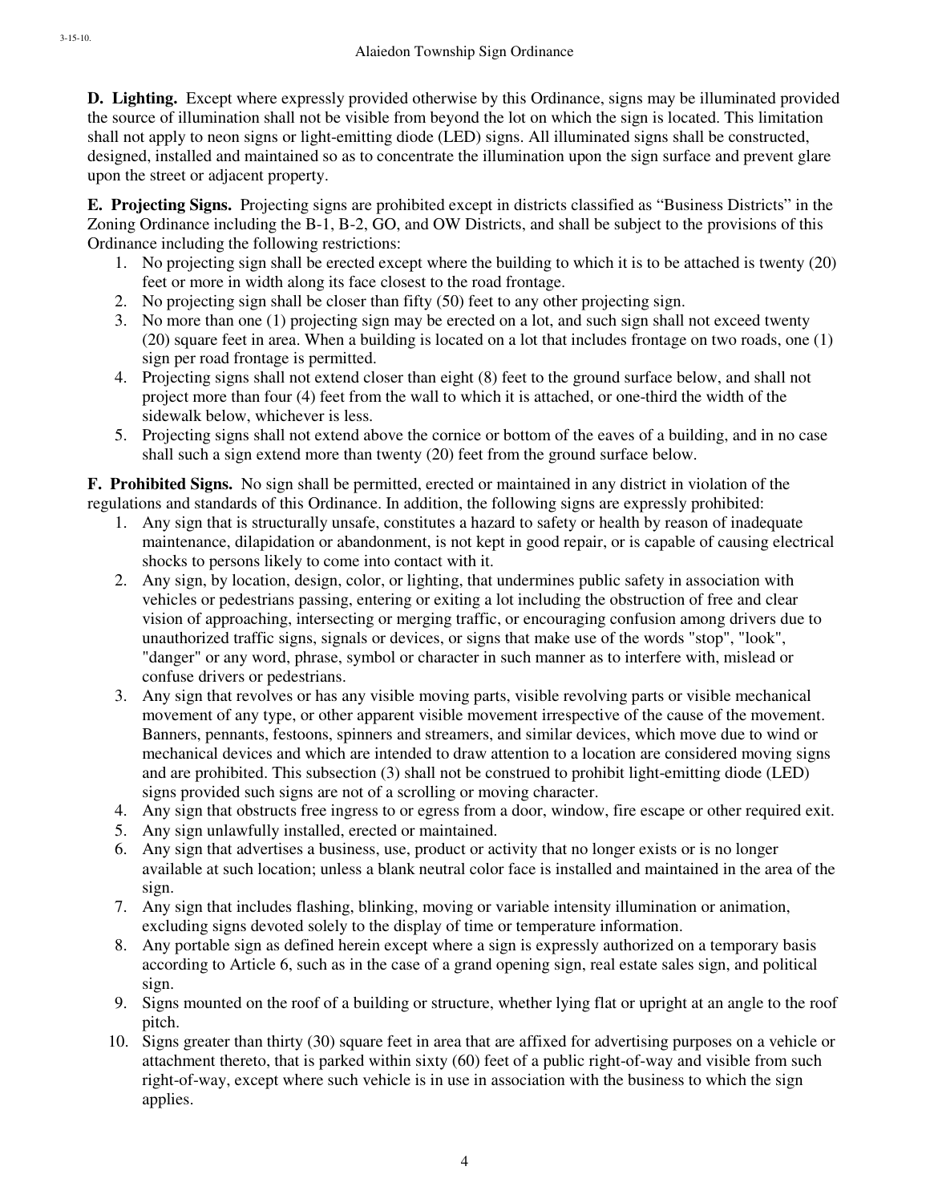**D. Lighting.** Except where expressly provided otherwise by this Ordinance, signs may be illuminated provided the source of illumination shall not be visible from beyond the lot on which the sign is located. This limitation shall not apply to neon signs or light-emitting diode (LED) signs. All illuminated signs shall be constructed, designed, installed and maintained so as to concentrate the illumination upon the sign surface and prevent glare upon the street or adjacent property.

**E. Projecting Signs.** Projecting signs are prohibited except in districts classified as "Business Districts" in the Zoning Ordinance including the B-1, B-2, GO, and OW Districts, and shall be subject to the provisions of this Ordinance including the following restrictions:

1. No projecting sign shall be erected except where the building to which it is to be attached is twenty (20) feet or more in width along its face closest to the road frontage.
2. No projecting sign shall be closer than fifty (50) feet to any other projecting sign.
3. No more than one (1) projecting sign may be erected on a lot, and such sign shall not exceed twenty (20) square feet in area. When a building is located on a lot that includes frontage on two roads, one (1) sign per road frontage is permitted.
4. Projecting signs shall not extend closer than eight (8) feet to the ground surface below, and shall not project more than four (4) feet from the wall to which it is attached, or one-third the width of the sidewalk below, whichever is less.
5. Projecting signs shall not extend above the cornice or bottom of the eaves of a building, and in no case shall such a sign extend more than twenty (20) feet from the ground surface below.

**F. Prohibited Signs.** No sign shall be permitted, erected or maintained in any district in violation of the regulations and standards of this Ordinance. In addition, the following signs are expressly prohibited:

1. Any sign that is structurally unsafe, constitutes a hazard to safety or health by reason of inadequate maintenance, dilapidation or abandonment, is not kept in good repair, or is capable of causing electrical shocks to persons likely to come into contact with it.
2. Any sign, by location, design, color, or lighting, that undermines public safety in association with vehicles or pedestrians passing, entering or exiting a lot including the obstruction of free and clear vision of approaching, intersecting or merging traffic, or encouraging confusion among drivers due to unauthorized traffic signs, signals or devices, or signs that make use of the words "stop", "look", "danger" or any word, phrase, symbol or character in such manner as to interfere with, mislead or confuse drivers or pedestrians.
3. Any sign that revolves or has any visible moving parts, visible revolving parts or visible mechanical movement of any type, or other apparent visible movement irrespective of the cause of the movement. Banners, pennants, festoons, spinners and streamers, and similar devices, which move due to wind or mechanical devices and which are intended to draw attention to a location are considered moving signs and are prohibited. This subsection (3) shall not be construed to prohibit light-emitting diode (LED) signs provided such signs are not of a scrolling or moving character.
4. Any sign that obstructs free ingress to or egress from a door, window, fire escape or other required exit.
5. Any sign unlawfully installed, erected or maintained.
6. Any sign that advertises a business, use, product or activity that no longer exists or is no longer available at such location; unless a blank neutral color face is installed and maintained in the area of the sign.
7. Any sign that includes flashing, blinking, moving or variable intensity illumination or animation, excluding signs devoted solely to the display of time or temperature information.
8. Any portable sign as defined herein except where a sign is expressly authorized on a temporary basis according to Article 6, such as in the case of a grand opening sign, real estate sales sign, and political sign.
9. Signs mounted on the roof of a building or structure, whether lying flat or upright at an angle to the roof pitch.
10. Signs greater than thirty (30) square feet in area that are affixed for advertising purposes on a vehicle or attachment thereto, that is parked within sixty (60) feet of a public right-of-way and visible from such right-of-way, except where such vehicle is in use in association with the business to which the sign applies.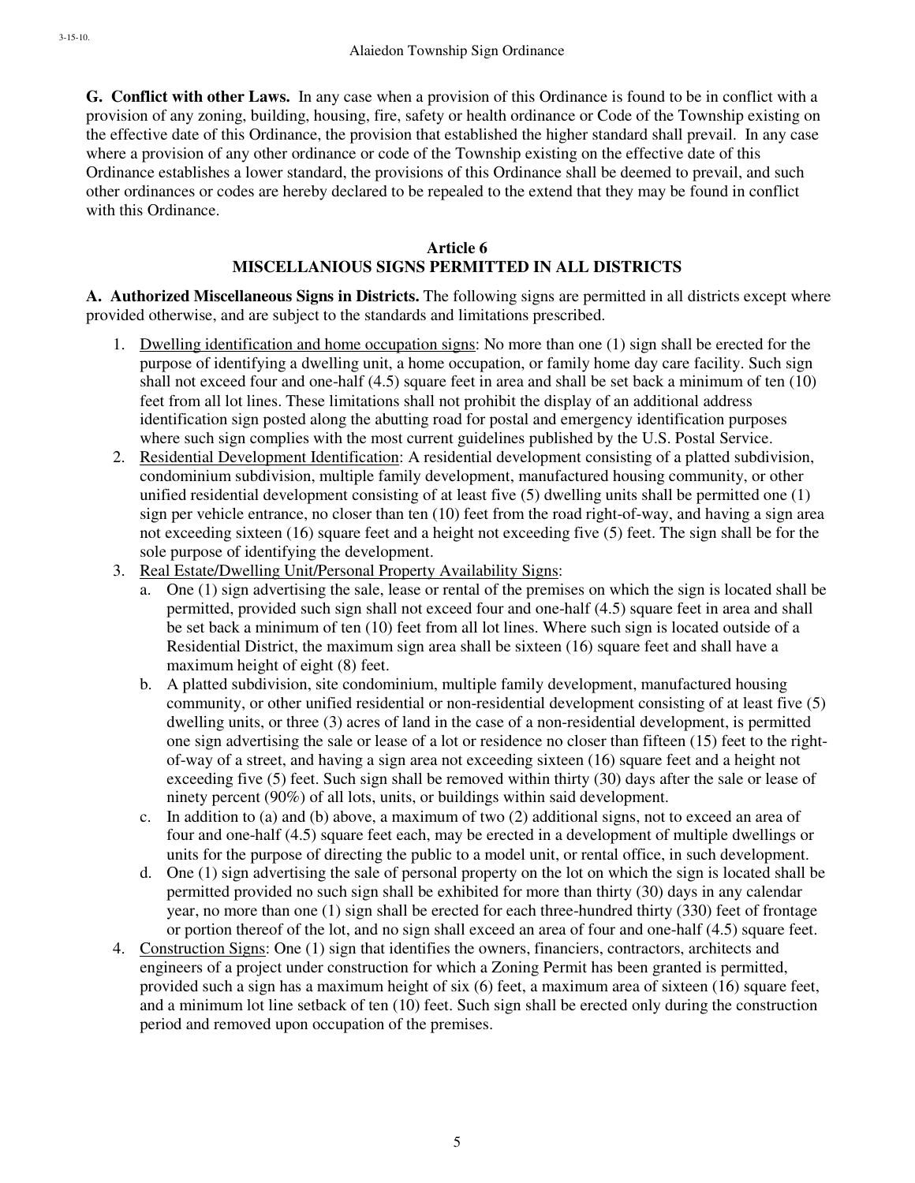**G. Conflict with other Laws.** In any case when a provision of this Ordinance is found to be in conflict with a provision of any zoning, building, housing, fire, safety or health ordinance or Code of the Township existing on the effective date of this Ordinance, the provision that established the higher standard shall prevail. In any case where a provision of any other ordinance or code of the Township existing on the effective date of this Ordinance establishes a lower standard, the provisions of this Ordinance shall be deemed to prevail, and such other ordinances or codes are hereby declared to be repealed to the extend that they may be found in conflict with this Ordinance.

## Article 6
## MISCELLANIOUS SIGNS PERMITTED IN ALL DISTRICTS

**A. Authorized Miscellaneous Signs in Districts.** The following signs are permitted in all districts except where provided otherwise, and are subject to the standards and limitations prescribed.

1. Dwelling identification and home occupation signs: No more than one (1) sign shall be erected for the purpose of identifying a dwelling unit, a home occupation, or family home day care facility. Such sign shall not exceed four and one-half (4.5) square feet in area and shall be set back a minimum of ten (10) feet from all lot lines. These limitations shall not prohibit the display of an additional address identification sign posted along the abutting road for postal and emergency identification purposes where such sign complies with the most current guidelines published by the U.S. Postal Service.
2. Residential Development Identification: A residential development consisting of a platted subdivision, condominium subdivision, multiple family development, manufactured housing community, or other unified residential development consisting of at least five (5) dwelling units shall be permitted one (1) sign per vehicle entrance, no closer than ten (10) feet from the road right-of-way, and having a sign area not exceeding sixteen (16) square feet and a height not exceeding five (5) feet. The sign shall be for the sole purpose of identifying the development.
3. Real Estate/Dwelling Unit/Personal Property Availability Signs:
   a. One (1) sign advertising the sale, lease or rental of the premises on which the sign is located shall be permitted, provided such sign shall not exceed four and one-half (4.5) square feet in area and shall be set back a minimum of ten (10) feet from all lot lines. Where such sign is located outside of a Residential District, the maximum sign area shall be sixteen (16) square feet and shall have a maximum height of eight (8) feet.
   b. A platted subdivision, site condominium, multiple family development, manufactured housing community, or other unified residential or non-residential development consisting of at least five (5) dwelling units, or three (3) acres of land in the case of a non-residential development, is permitted one sign advertising the sale or lease of a lot or residence no closer than fifteen (15) feet to the right-of-way of a street, and having a sign area not exceeding sixteen (16) square feet and a height not exceeding five (5) feet. Such sign shall be removed within thirty (30) days after the sale or lease of ninety percent (90%) of all lots, units, or buildings within said development.
   c. In addition to (a) and (b) above, a maximum of two (2) additional signs, not to exceed an area of four and one-half (4.5) square feet each, may be erected in a development of multiple dwellings or units for the purpose of directing the public to a model unit, or rental office, in such development.
   d. One (1) sign advertising the sale of personal property on the lot on which the sign is located shall be permitted provided no such sign shall be exhibited for more than thirty (30) days in any calendar year, no more than one (1) sign shall be erected for each three-hundred thirty (330) feet of frontage or portion thereof of the lot, and no sign shall exceed an area of four and one-half (4.5) square feet.
4. Construction Signs: One (1) sign that identifies the owners, financiers, contractors, architects and engineers of a project under construction for which a Zoning Permit has been granted is permitted, provided such a sign has a maximum height of six (6) feet, a maximum area of sixteen (16) square feet, and a minimum lot line setback of ten (10) feet. Such sign shall be erected only during the construction period and removed upon occupation of the premises.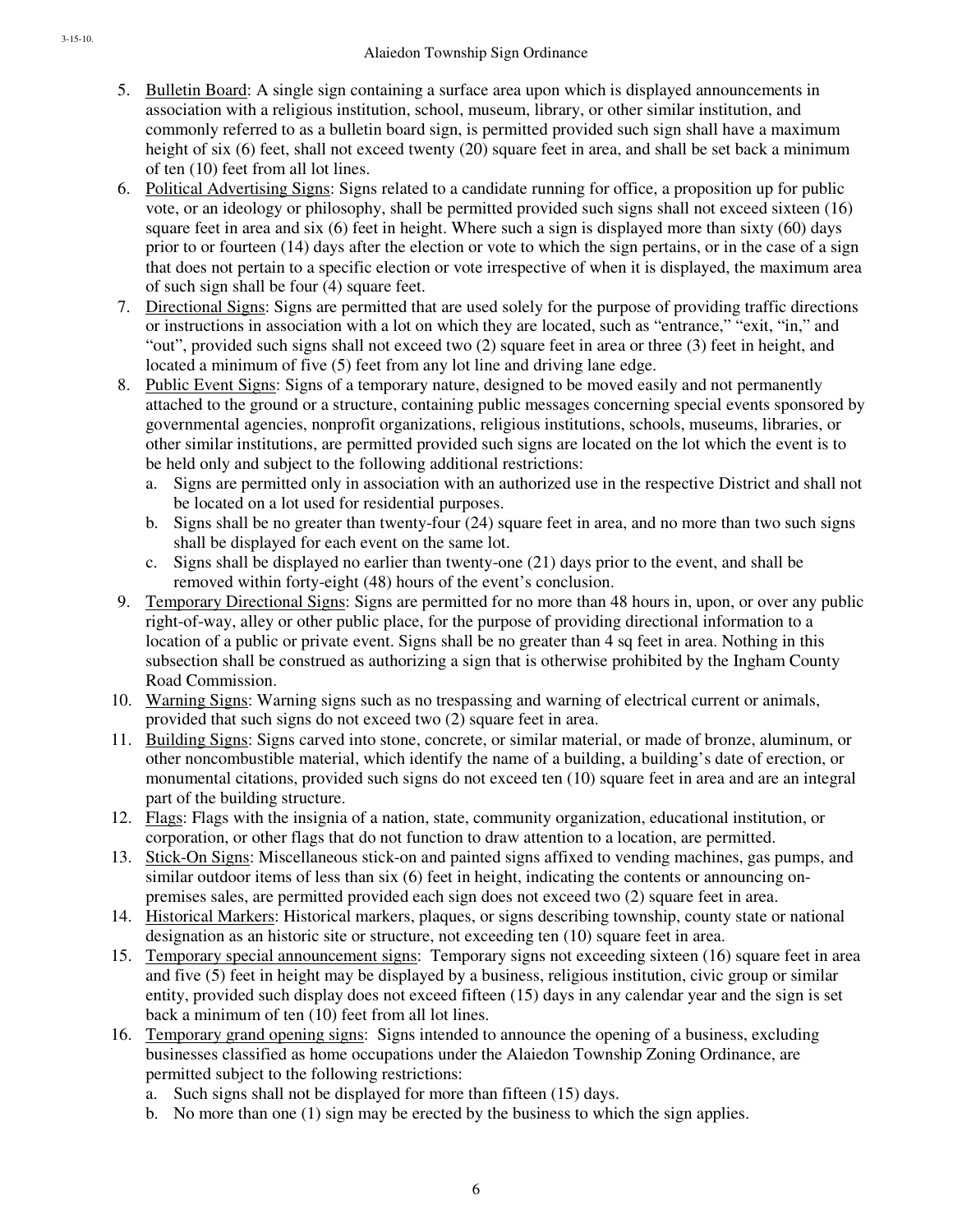5. Bulletin Board: A single sign containing a surface area upon which is displayed announcements in association with a religious institution, school, museum, library, or other similar institution, and commonly referred to as a bulletin board sign, is permitted provided such sign shall have a maximum height of six (6) feet, shall not exceed twenty (20) square feet in area, and shall be set back a minimum of ten (10) feet from all lot lines.
6. Political Advertising Signs: Signs related to a candidate running for office, a proposition up for public vote, or an ideology or philosophy, shall be permitted provided such signs shall not exceed sixteen (16) square feet in area and six (6) feet in height. Where such a sign is displayed more than sixty (60) days prior to or fourteen (14) days after the election or vote to which the sign pertains, or in the case of a sign that does not pertain to a specific election or vote irrespective of when it is displayed, the maximum area of such sign shall be four (4) square feet.
7. Directional Signs: Signs are permitted that are used solely for the purpose of providing traffic directions or instructions in association with a lot on which they are located, such as "entrance," "exit, "in," and "out", provided such signs shall not exceed two (2) square feet in area or three (3) feet in height, and located a minimum of five (5) feet from any lot line and driving lane edge.
8. Public Event Signs: Signs of a temporary nature, designed to be moved easily and not permanently attached to the ground or a structure, containing public messages concerning special events sponsored by governmental agencies, nonprofit organizations, religious institutions, schools, museums, libraries, or other similar institutions, are permitted provided such signs are located on the lot which the event is to be held only and subject to the following additional restrictions:
   a. Signs are permitted only in association with an authorized use in the respective District and shall not be located on a lot used for residential purposes.
   b. Signs shall be no greater than twenty-four (24) square feet in area, and no more than two such signs shall be displayed for each event on the same lot.
   c. Signs shall be displayed no earlier than twenty-one (21) days prior to the event, and shall be removed within forty-eight (48) hours of the event's conclusion.
9. Temporary Directional Signs: Signs are permitted for no more than 48 hours in, upon, or over any public right-of-way, alley or other public place, for the purpose of providing directional information to a location of a public or private event. Signs shall be no greater than 4 sq feet in area. Nothing in this subsection shall be construed as authorizing a sign that is otherwise prohibited by the Ingham County Road Commission.
10. Warning Signs: Warning signs such as no trespassing and warning of electrical current or animals, provided that such signs do not exceed two (2) square feet in area.
11. Building Signs: Signs carved into stone, concrete, or similar material, or made of bronze, aluminum, or other noncombustible material, which identify the name of a building, a building's date of erection, or monumental citations, provided such signs do not exceed ten (10) square feet in area and are an integral part of the building structure.
12. Flags: Flags with the insignia of a nation, state, community organization, educational institution, or corporation, or other flags that do not function to draw attention to a location, are permitted.
13. Stick-On Signs: Miscellaneous stick-on and painted signs affixed to vending machines, gas pumps, and similar outdoor items of less than six (6) feet in height, indicating the contents or announcing on-premises sales, are permitted provided each sign does not exceed two (2) square feet in area.
14. Historical Markers: Historical markers, plaques, or signs describing township, county state or national designation as an historic site or structure, not exceeding ten (10) square feet in area.
15. Temporary special announcement signs: Temporary signs not exceeding sixteen (16) square feet in area and five (5) feet in height may be displayed by a business, religious institution, civic group or similar entity, provided such display does not exceed fifteen (15) days in any calendar year and the sign is set back a minimum of ten (10) feet from all lot lines.
16. Temporary grand opening signs: Signs intended to announce the opening of a business, excluding businesses classified as home occupations under the Alaiedon Township Zoning Ordinance, are permitted subject to the following restrictions:
   a. Such signs shall not be displayed for more than fifteen (15) days.
   b. No more than one (1) sign may be erected by the business to which the sign applies.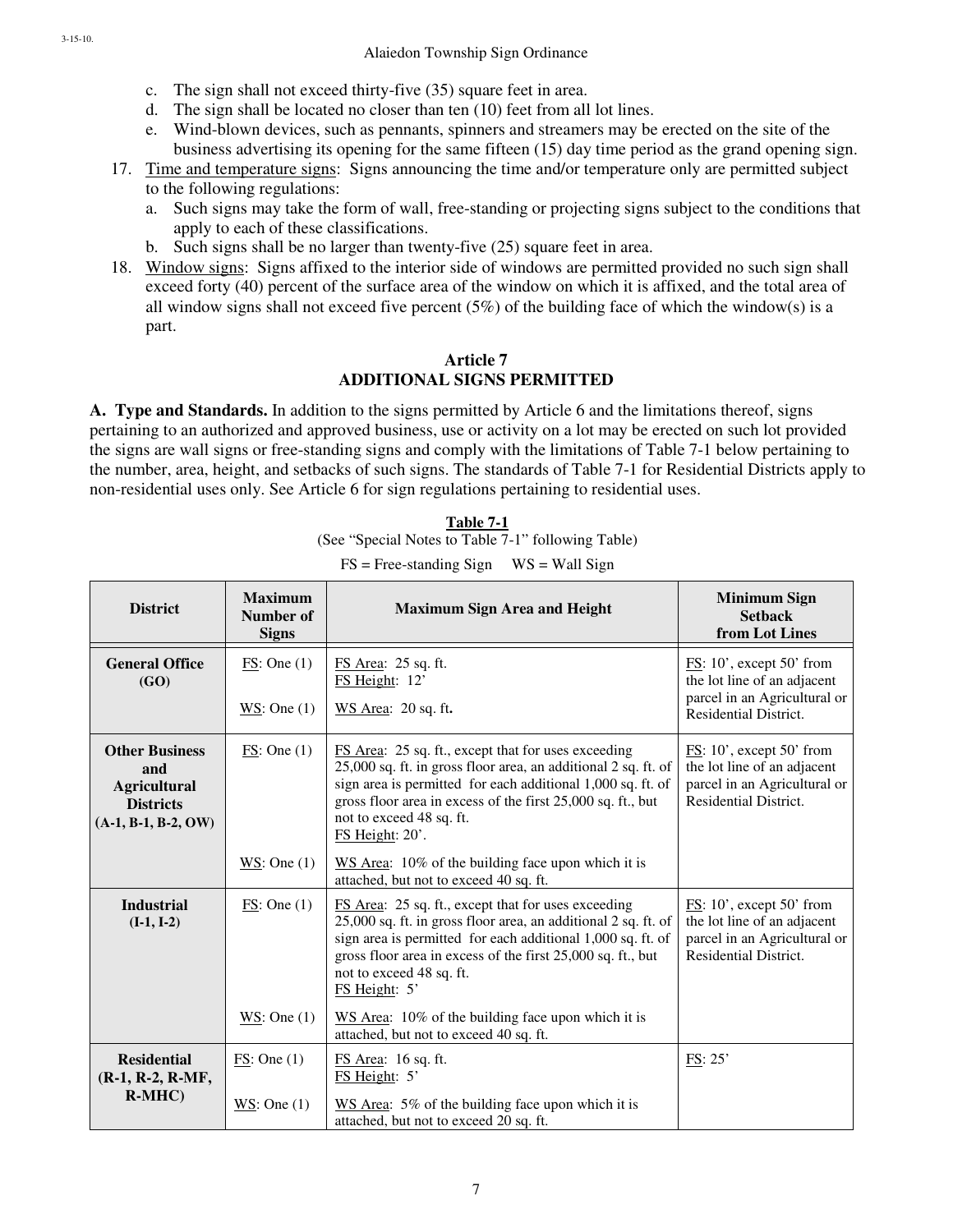c. The sign shall not exceed thirty-five (35) square feet in area.
d. The sign shall be located no closer than ten (10) feet from all lot lines.
e. Wind-blown devices, such as pennants, spinners and streamers may be erected on the site of the business advertising its opening for the same fifteen (15) day time period as the grand opening sign.

17. Time and temperature signs: Signs announcing the time and/or temperature only are permitted subject to the following regulations:
    a. Such signs may take the form of wall, free-standing or projecting signs subject to the conditions that apply to each of these classifications.
    b. Such signs shall be no larger than twenty-five (25) square feet in area.
18. Window signs: Signs affixed to the interior side of windows are permitted provided no such sign shall exceed forty (40) percent of the surface area of the window on which it is affixed, and the total area of all window signs shall not exceed five percent (5%) of the building face of which the window(s) is a part.

## Article 7
## ADDITIONAL SIGNS PERMITTED

**A. Type and Standards.** In addition to the signs permitted by Article 6 and the limitations thereof, signs pertaining to an authorized and approved business, use or activity on a lot may be erected on such lot provided the signs are wall signs or free-standing signs and comply with the limitations of Table 7-1 below pertaining to the number, area, height, and setbacks of such signs. The standards of Table 7-1 for Residential Districts apply to non-residential uses only. See Article 6 for sign regulations pertaining to residential uses.

**Table 7-1**
(See "Special Notes to Table 7-1" following Table)
FS = Free-standing Sign   WS = Wall Sign

| District | Maximum Number of Signs | Maximum Sign Area and Height | Minimum Sign Setback from Lot Lines |
|---|---|---|---|
| **General Office (GO)** | FS: One (1) | FS Area: 25 sq. ft. FS Height: 12' | FS: 10', except 50' from the lot line of an adjacent parcel in an Agricultural or Residential District. |
| | WS: One (1) | WS Area: 20 sq. ft. | |
| **Other Business and Agricultural Districts (A-1, B-1, B-2, OW)** | FS: One (1) | FS Area: 25 sq. ft., except that for uses exceeding 25,000 sq. ft. in gross floor area, an additional 2 sq. ft. of sign area is permitted for each additional 1,000 sq. ft. of gross floor area in excess of the first 25,000 sq. ft., but not to exceed 48 sq. ft. FS Height: 20'. | FS: 10', except 50' from the lot line of an adjacent parcel in an Agricultural or Residential District. |
| | WS: One (1) | WS Area: 10% of the building face upon which it is attached, but not to exceed 40 sq. ft. | |
| **Industrial (I-1, I-2)** | FS: One (1) | FS Area: 25 sq. ft., except that for uses exceeding 25,000 sq. ft. in gross floor area, an additional 2 sq. ft. of sign area is permitted for each additional 1,000 sq. ft. of gross floor area in excess of the first 25,000 sq. ft., but not to exceed 48 sq. ft. FS Height: 5' | FS: 10', except 50' from the lot line of an adjacent parcel in an Agricultural or Residential District. |
| | WS: One (1) | WS Area: 10% of the building face upon which it is attached, but not to exceed 40 sq. ft. | |
| **Residential (R-1, R-2, R-MF, R-MHC)** | FS: One (1) | FS Area: 16 sq. ft. FS Height: 5' | FS: 25' |
| | WS: One (1) | WS Area: 5% of the building face upon which it is attached, but not to exceed 20 sq. ft. | |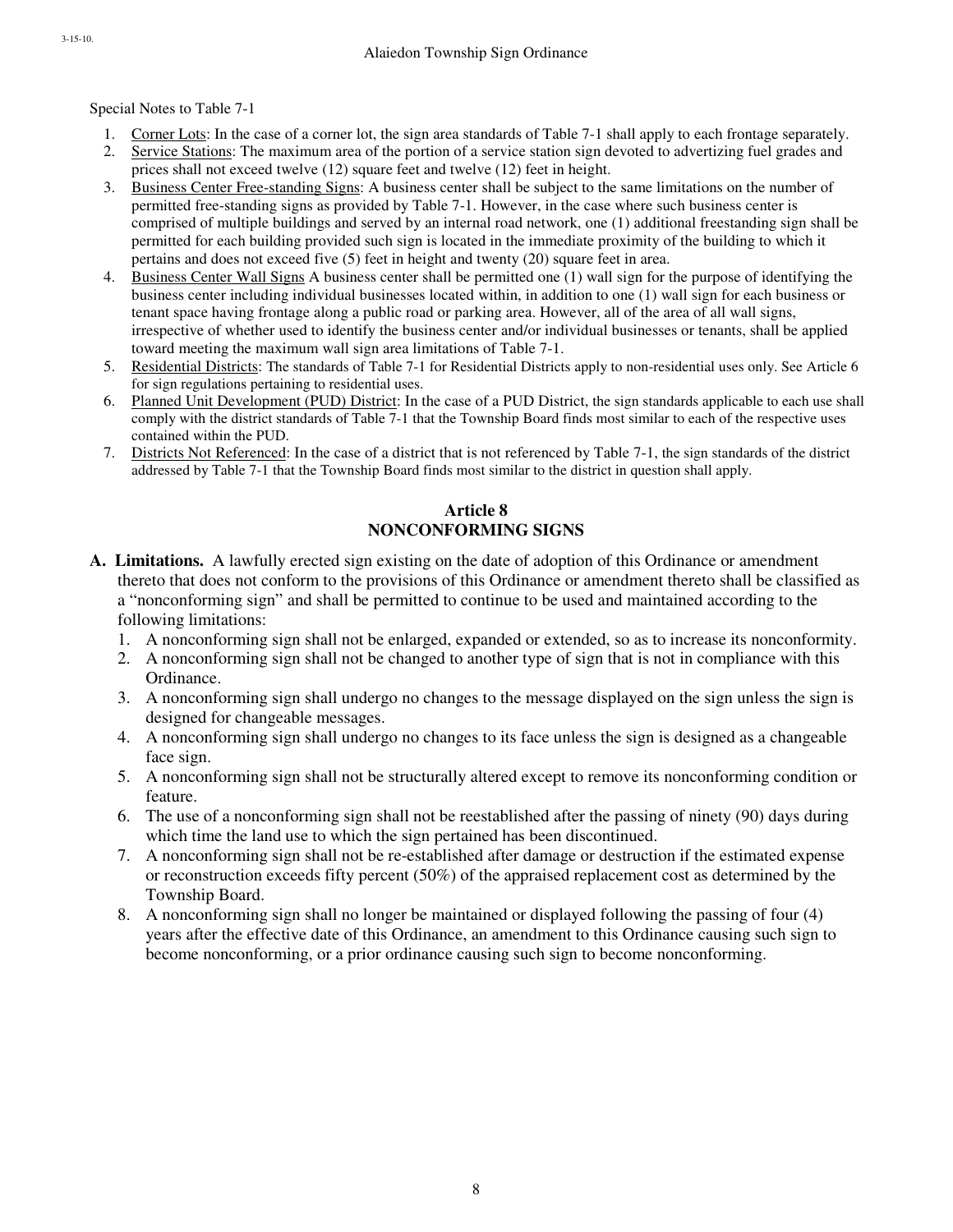Special Notes to Table 7-1

1. Corner Lots: In the case of a corner lot, the sign area standards of Table 7-1 shall apply to each frontage separately.
2. Service Stations: The maximum area of the portion of a service station sign devoted to advertizing fuel grades and prices shall not exceed twelve (12) square feet and twelve (12) feet in height.
3. Business Center Free-standing Signs: A business center shall be subject to the same limitations on the number of permitted free-standing signs as provided by Table 7-1. However, in the case where such business center is comprised of multiple buildings and served by an internal road network, one (1) additional freestanding sign shall be permitted for each building provided such sign is located in the immediate proximity of the building to which it pertains and does not exceed five (5) feet in height and twenty (20) square feet in area.
4. Business Center Wall Signs A business center shall be permitted one (1) wall sign for the purpose of identifying the business center including individual businesses located within, in addition to one (1) wall sign for each business or tenant space having frontage along a public road or parking area. However, all of the area of all wall signs, irrespective of whether used to identify the business center and/or individual businesses or tenants, shall be applied toward meeting the maximum wall sign area limitations of Table 7-1.
5. Residential Districts: The standards of Table 7-1 for Residential Districts apply to non-residential uses only. See Article 6 for sign regulations pertaining to residential uses.
6. Planned Unit Development (PUD) District: In the case of a PUD District, the sign standards applicable to each use shall comply with the district standards of Table 7-1 that the Township Board finds most similar to each of the respective uses contained within the PUD.
7. Districts Not Referenced: In the case of a district that is not referenced by Table 7-1, the sign standards of the district addressed by Table 7-1 that the Township Board finds most similar to the district in question shall apply.

## Article 8
## NONCONFORMING SIGNS

**A. Limitations.** A lawfully erected sign existing on the date of adoption of this Ordinance or amendment thereto that does not conform to the provisions of this Ordinance or amendment thereto shall be classified as a "nonconforming sign" and shall be permitted to continue to be used and maintained according to the following limitations:

1. A nonconforming sign shall not be enlarged, expanded or extended, so as to increase its nonconformity.
2. A nonconforming sign shall not be changed to another type of sign that is not in compliance with this Ordinance.
3. A nonconforming sign shall undergo no changes to the message displayed on the sign unless the sign is designed for changeable messages.
4. A nonconforming sign shall undergo no changes to its face unless the sign is designed as a changeable face sign.
5. A nonconforming sign shall not be structurally altered except to remove its nonconforming condition or feature.
6. The use of a nonconforming sign shall not be reestablished after the passing of ninety (90) days during which time the land use to which the sign pertained has been discontinued.
7. A nonconforming sign shall not be re-established after damage or destruction if the estimated expense or reconstruction exceeds fifty percent (50%) of the appraised replacement cost as determined by the Township Board.
8. A nonconforming sign shall no longer be maintained or displayed following the passing of four (4) years after the effective date of this Ordinance, an amendment to this Ordinance causing such sign to become nonconforming, or a prior ordinance causing such sign to become nonconforming.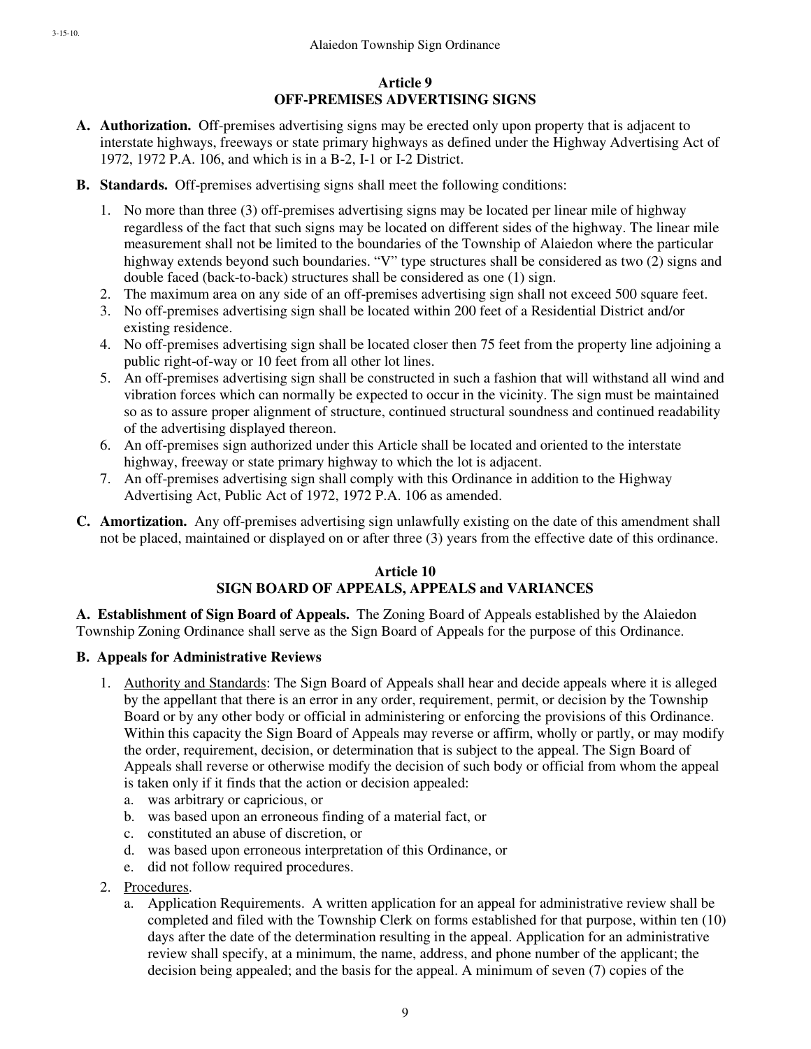## Article 9
## OFF-PREMISES ADVERTISING SIGNS

**A. Authorization.** Off-premises advertising signs may be erected only upon property that is adjacent to interstate highways, freeways or state primary highways as defined under the Highway Advertising Act of 1972, 1972 P.A. 106, and which is in a B-2, I-1 or I-2 District.

**B. Standards.** Off-premises advertising signs shall meet the following conditions:

1. No more than three (3) off-premises advertising signs may be located per linear mile of highway regardless of the fact that such signs may be located on different sides of the highway. The linear mile measurement shall not be limited to the boundaries of the Township of Alaiedon where the particular highway extends beyond such boundaries. "V" type structures shall be considered as two (2) signs and double faced (back-to-back) structures shall be considered as one (1) sign.
2. The maximum area on any side of an off-premises advertising sign shall not exceed 500 square feet.
3. No off-premises advertising sign shall be located within 200 feet of a Residential District and/or existing residence.
4. No off-premises advertising sign shall be located closer then 75 feet from the property line adjoining a public right-of-way or 10 feet from all other lot lines.
5. An off-premises advertising sign shall be constructed in such a fashion that will withstand all wind and vibration forces which can normally be expected to occur in the vicinity. The sign must be maintained so as to assure proper alignment of structure, continued structural soundness and continued readability of the advertising displayed thereon.
6. An off-premises sign authorized under this Article shall be located and oriented to the interstate highway, freeway or state primary highway to which the lot is adjacent.
7. An off-premises advertising sign shall comply with this Ordinance in addition to the Highway Advertising Act, Public Act of 1972, 1972 P.A. 106 as amended.

**C. Amortization.** Any off-premises advertising sign unlawfully existing on the date of this amendment shall not be placed, maintained or displayed on or after three (3) years from the effective date of this ordinance.

## Article 10
## SIGN BOARD OF APPEALS, APPEALS and VARIANCES

**A. Establishment of Sign Board of Appeals.** The Zoning Board of Appeals established by the Alaiedon Township Zoning Ordinance shall serve as the Sign Board of Appeals for the purpose of this Ordinance.

**B. Appeals for Administrative Reviews**

1. Authority and Standards: The Sign Board of Appeals shall hear and decide appeals where it is alleged by the appellant that there is an error in any order, requirement, permit, or decision by the Township Board or by any other body or official in administering or enforcing the provisions of this Ordinance. Within this capacity the Sign Board of Appeals may reverse or affirm, wholly or partly, or may modify the order, requirement, decision, or determination that is subject to the appeal. The Sign Board of Appeals shall reverse or otherwise modify the decision of such body or official from whom the appeal is taken only if it finds that the action or decision appealed:
   a. was arbitrary or capricious, or
   b. was based upon an erroneous finding of a material fact, or
   c. constituted an abuse of discretion, or
   d. was based upon erroneous interpretation of this Ordinance, or
   e. did not follow required procedures.
2. Procedures.
   a. Application Requirements. A written application for an appeal for administrative review shall be completed and filed with the Township Clerk on forms established for that purpose, within ten (10) days after the date of the determination resulting in the appeal. Application for an administrative review shall specify, at a minimum, the name, address, and phone number of the applicant; the decision being appealed; and the basis for the appeal. A minimum of seven (7) copies of the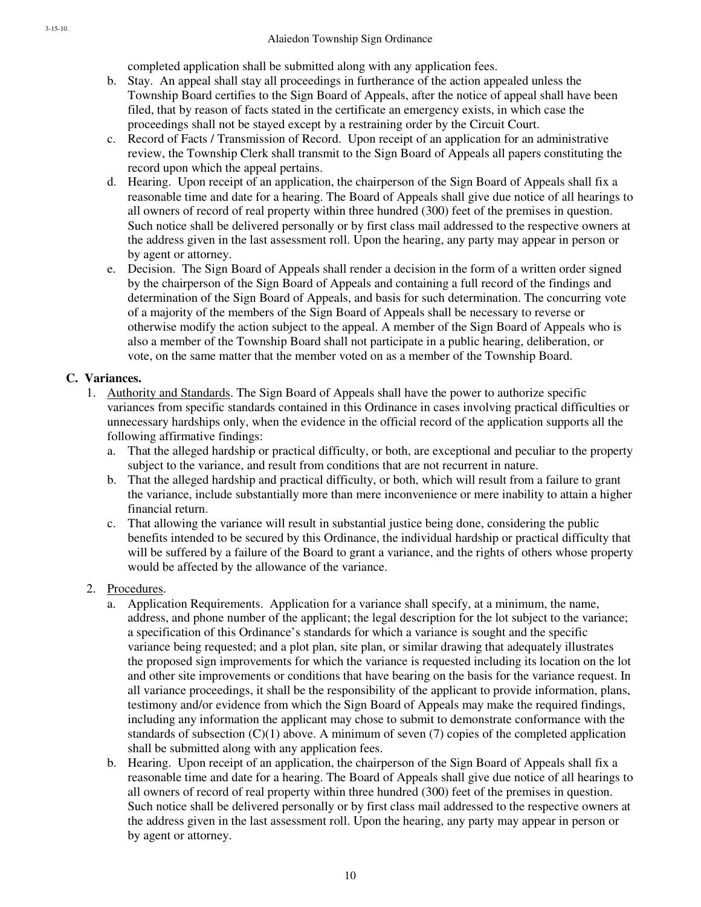completed application shall be submitted along with any application fees.

b. Stay. An appeal shall stay all proceedings in furtherance of the action appealed unless the Township Board certifies to the Sign Board of Appeals, after the notice of appeal shall have been filed, that by reason of facts stated in the certificate an emergency exists, in which case the proceedings shall not be stayed except by a restraining order by the Circuit Court.

c. Record of Facts / Transmission of Record. Upon receipt of an application for an administrative review, the Township Clerk shall transmit to the Sign Board of Appeals all papers constituting the record upon which the appeal pertains.

d. Hearing. Upon receipt of an application, the chairperson of the Sign Board of Appeals shall fix a reasonable time and date for a hearing. The Board of Appeals shall give due notice of all hearings to all owners of record of real property within three hundred (300) feet of the premises in question. Such notice shall be delivered personally or by first class mail addressed to the respective owners at the address given in the last assessment roll. Upon the hearing, any party may appear in person or by agent or attorney.

e. Decision. The Sign Board of Appeals shall render a decision in the form of a written order signed by the chairperson of the Sign Board of Appeals and containing a full record of the findings and determination of the Sign Board of Appeals, and basis for such determination. The concurring vote of a majority of the members of the Sign Board of Appeals shall be necessary to reverse or otherwise modify the action subject to the appeal. A member of the Sign Board of Appeals who is also a member of the Township Board shall not participate in a public hearing, deliberation, or vote, on the same matter that the member voted on as a member of the Township Board.

## C. Variances.

1. Authority and Standards. The Sign Board of Appeals shall have the power to authorize specific variances from specific standards contained in this Ordinance in cases involving practical difficulties or unnecessary hardships only, when the evidence in the official record of the application supports all the following affirmative findings:
   a. That the alleged hardship or practical difficulty, or both, are exceptional and peculiar to the property subject to the variance, and result from conditions that are not recurrent in nature.
   b. That the alleged hardship and practical difficulty, or both, which will result from a failure to grant the variance, include substantially more than mere inconvenience or mere inability to attain a higher financial return.
   c. That allowing the variance will result in substantial justice being done, considering the public benefits intended to be secured by this Ordinance, the individual hardship or practical difficulty that will be suffered by a failure of the Board to grant a variance, and the rights of others whose property would be affected by the allowance of the variance.

2. Procedures.
   a. Application Requirements. Application for a variance shall specify, at a minimum, the name, address, and phone number of the applicant; the legal description for the lot subject to the variance; a specification of this Ordinance's standards for which a variance is sought and the specific variance being requested; and a plot plan, site plan, or similar drawing that adequately illustrates the proposed sign improvements for which the variance is requested including its location on the lot and other site improvements or conditions that have bearing on the basis for the variance request. In all variance proceedings, it shall be the responsibility of the applicant to provide information, plans, testimony and/or evidence from which the Sign Board of Appeals may make the required findings, including any information the applicant may chose to submit to demonstrate conformance with the standards of subsection (C)(1) above. A minimum of seven (7) copies of the completed application shall be submitted along with any application fees.
   b. Hearing. Upon receipt of an application, the chairperson of the Sign Board of Appeals shall fix a reasonable time and date for a hearing. The Board of Appeals shall give due notice of all hearings to all owners of record of real property within three hundred (300) feet of the premises in question. Such notice shall be delivered personally or by first class mail addressed to the respective owners at the address given in the last assessment roll. Upon the hearing, any party may appear in person or by agent or attorney.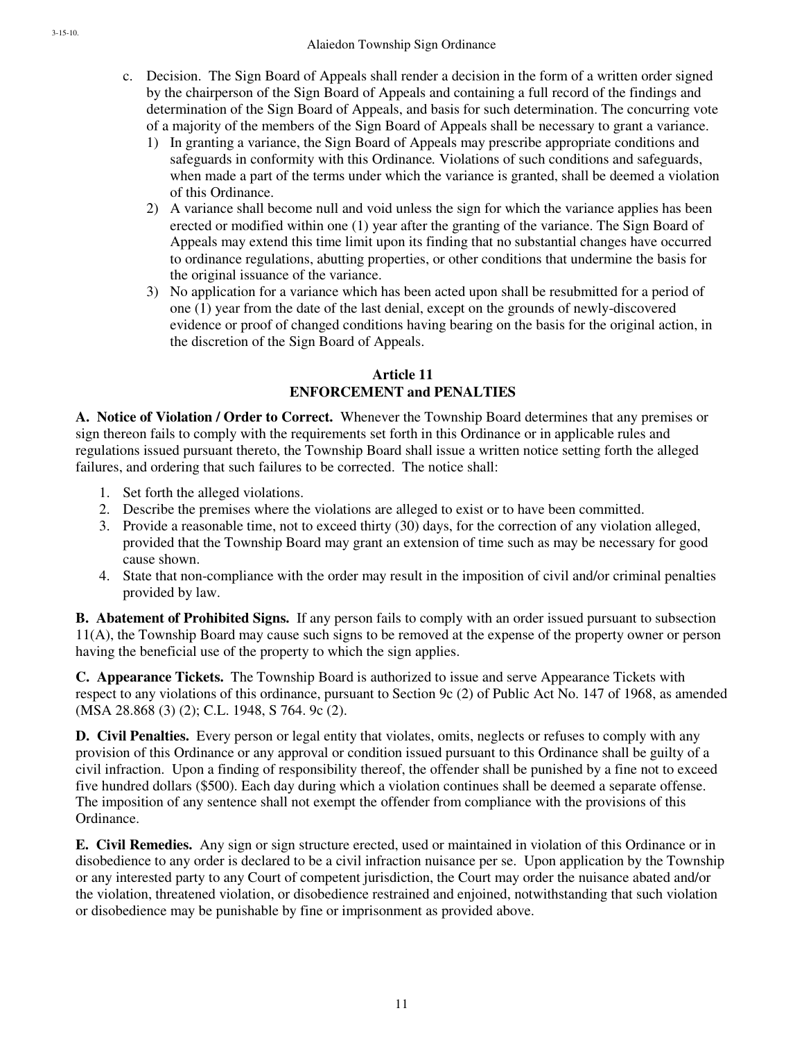c. Decision. The Sign Board of Appeals shall render a decision in the form of a written order signed by the chairperson of the Sign Board of Appeals and containing a full record of the findings and determination of the Sign Board of Appeals, and basis for such determination. The concurring vote of a majority of the members of the Sign Board of Appeals shall be necessary to grant a variance.
   1) In granting a variance, the Sign Board of Appeals may prescribe appropriate conditions and safeguards in conformity with this Ordinance. Violations of such conditions and safeguards, when made a part of the terms under which the variance is granted, shall be deemed a violation of this Ordinance.
   2) A variance shall become null and void unless the sign for which the variance applies has been erected or modified within one (1) year after the granting of the variance. The Sign Board of Appeals may extend this time limit upon its finding that no substantial changes have occurred to ordinance regulations, abutting properties, or other conditions that undermine the basis for the original issuance of the variance.
   3) No application for a variance which has been acted upon shall be resubmitted for a period of one (1) year from the date of the last denial, except on the grounds of newly-discovered evidence or proof of changed conditions having bearing on the basis for the original action, in the discretion of the Sign Board of Appeals.

## Article 11
## ENFORCEMENT and PENALTIES

**A. Notice of Violation / Order to Correct.** Whenever the Township Board determines that any premises or sign thereon fails to comply with the requirements set forth in this Ordinance or in applicable rules and regulations issued pursuant thereto, the Township Board shall issue a written notice setting forth the alleged failures, and ordering that such failures to be corrected. The notice shall:

1. Set forth the alleged violations.
2. Describe the premises where the violations are alleged to exist or to have been committed.
3. Provide a reasonable time, not to exceed thirty (30) days, for the correction of any violation alleged, provided that the Township Board may grant an extension of time such as may be necessary for good cause shown.
4. State that non-compliance with the order may result in the imposition of civil and/or criminal penalties provided by law.

**B. Abatement of Prohibited Signs.** If any person fails to comply with an order issued pursuant to subsection 11(A), the Township Board may cause such signs to be removed at the expense of the property owner or person having the beneficial use of the property to which the sign applies.

**C. Appearance Tickets.** The Township Board is authorized to issue and serve Appearance Tickets with respect to any violations of this ordinance, pursuant to Section 9c (2) of Public Act No. 147 of 1968, as amended (MSA 28.868 (3) (2); C.L. 1948, S 764. 9c (2).

**D. Civil Penalties.** Every person or legal entity that violates, omits, neglects or refuses to comply with any provision of this Ordinance or any approval or condition issued pursuant to this Ordinance shall be guilty of a civil infraction. Upon a finding of responsibility thereof, the offender shall be punished by a fine not to exceed five hundred dollars ($500). Each day during which a violation continues shall be deemed a separate offense. The imposition of any sentence shall not exempt the offender from compliance with the provisions of this Ordinance.

**E. Civil Remedies.** Any sign or sign structure erected, used or maintained in violation of this Ordinance or in disobedience to any order is declared to be a civil infraction nuisance per se. Upon application by the Township or any interested party to any Court of competent jurisdiction, the Court may order the nuisance abated and/or the violation, threatened violation, or disobedience restrained and enjoined, notwithstanding that such violation or disobedience may be punishable by fine or imprisonment as provided above.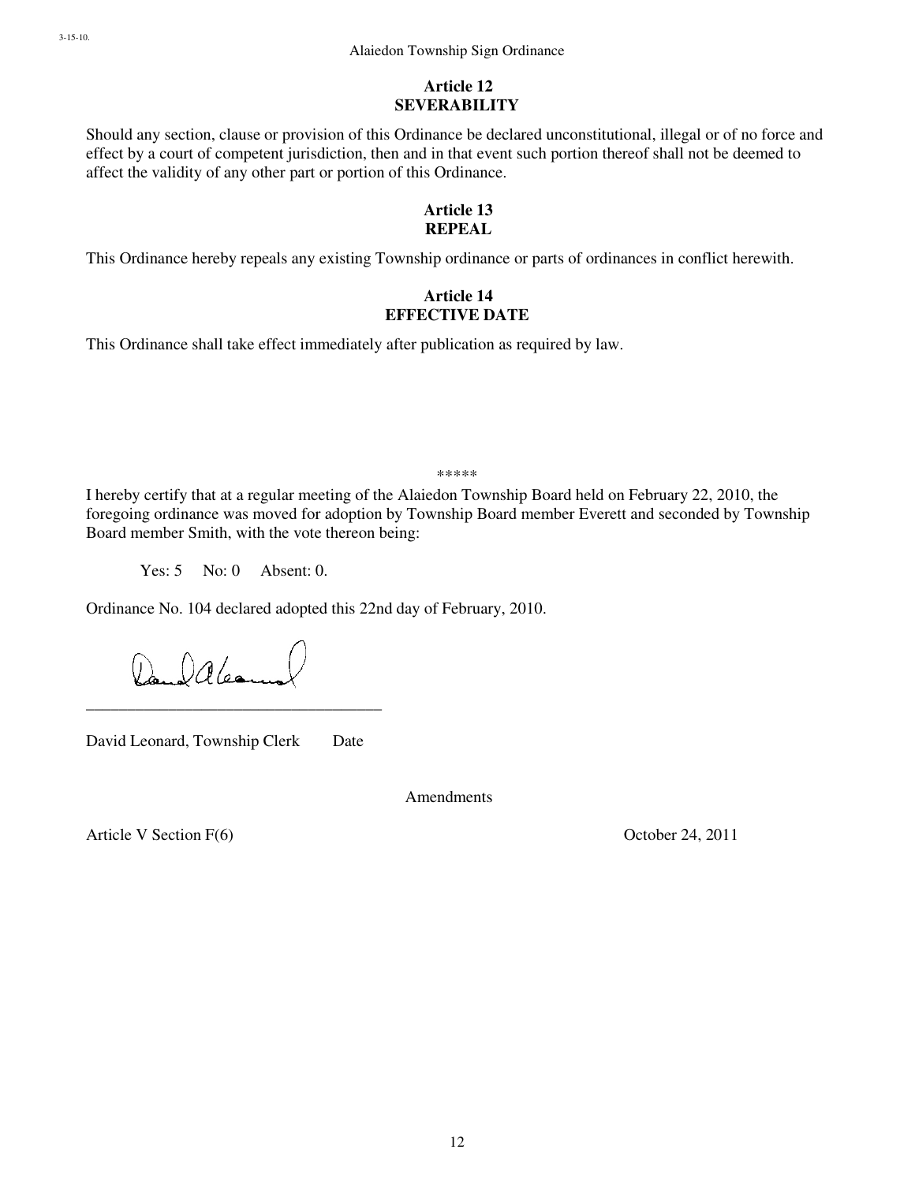## Article 12
## SEVERABILITY

Should any section, clause or provision of this Ordinance be declared unconstitutional, illegal or of no force and effect by a court of competent jurisdiction, then and in that event such portion thereof shall not be deemed to affect the validity of any other part or portion of this Ordinance.

## Article 13
## REPEAL

This Ordinance hereby repeals any existing Township ordinance or parts of ordinances in conflict herewith.

## Article 14
## EFFECTIVE DATE

This Ordinance shall take effect immediately after publication as required by law.

\*\*\*\*\*

I hereby certify that at a regular meeting of the Alaiedon Township Board held on February 22, 2010, the foregoing ordinance was moved for adoption by Township Board member Everett and seconded by Township Board member Smith, with the vote thereon being:

Yes: 5  No: 0  Absent: 0.

Ordinance No. 104 declared adopted this 22nd day of February, 2010.

\_\_\_\_\_\_\_\_\_\_\_\_\_\_\_\_\_\_\_\_\_\_\_\_\_\_\_\_\_\_\_\_\_\_\_\_

David Leonard, Township Clerk    Date

Amendments

Article V Section F(6)    October 24, 2011